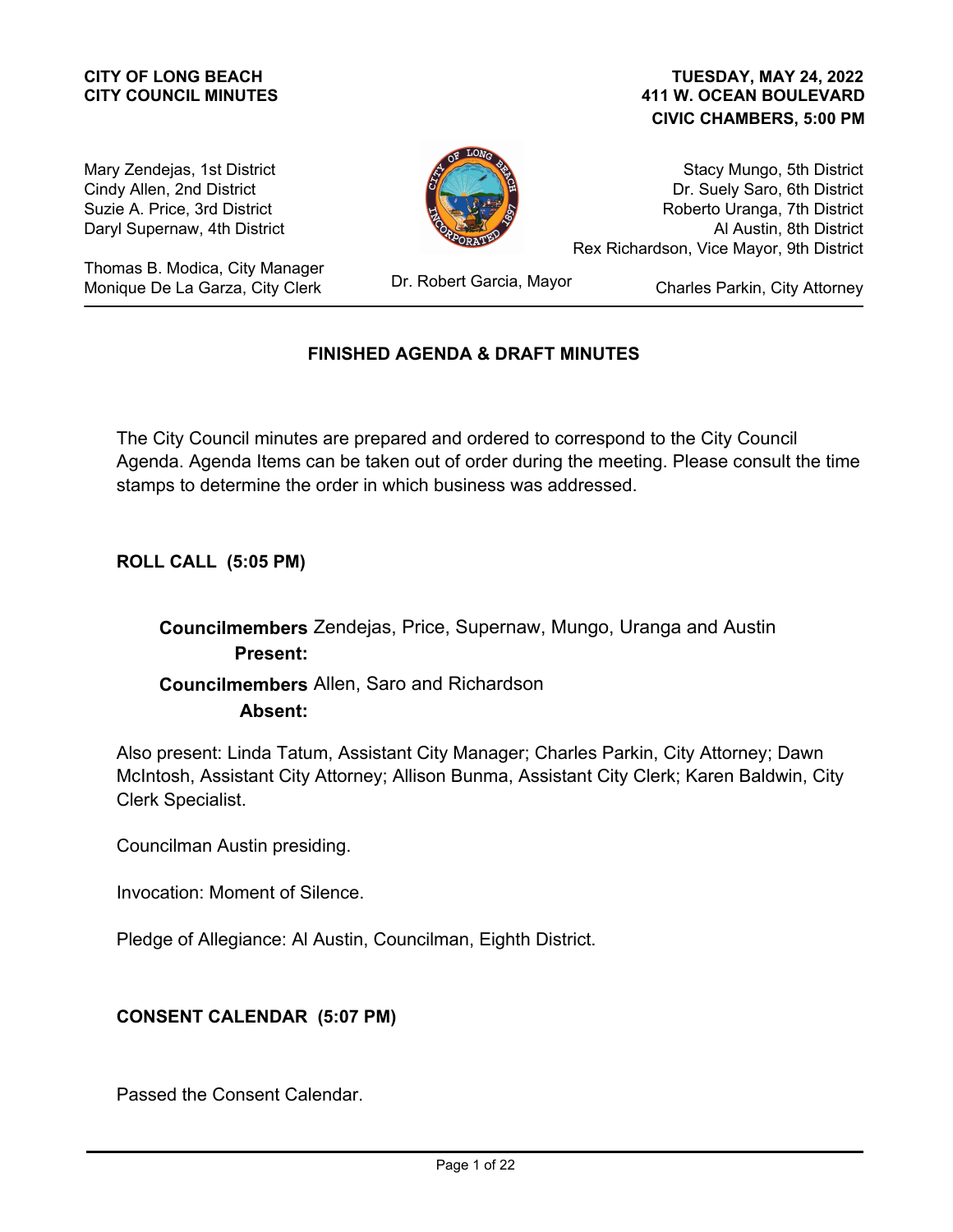**CITY OF LONG BEACH**
**CITY COUNCIL MINUTES**

**TUESDAY, MAY 24, 2022**
**411 W. OCEAN BOULEVARD**
**CIVIC CHAMBERS, 5:00 PM**

Mary Zendejas, 1st District
Cindy Allen, 2nd District
Suzie A. Price, 3rd District
Daryl Supernaw, 4th District

Stacy Mungo, 5th District
Dr. Suely Saro, 6th District
Roberto Uranga, 7th District
Al Austin, 8th District
Rex Richardson, Vice Mayor, 9th District

Thomas B. Modica, City Manager
Monique De La Garza, City Clerk

Dr. Robert Garcia, Mayor

Charles Parkin, City Attorney

## FINISHED AGENDA & DRAFT MINUTES

The City Council minutes are prepared and ordered to correspond to the City Council Agenda. Agenda Items can be taken out of order during the meeting. Please consult the time stamps to determine the order in which business was addressed.

### ROLL CALL (5:05 PM)

**Councilmembers Present:** Zendejas, Price, Supernaw, Mungo, Uranga and Austin

**Councilmembers Absent:** Allen, Saro and Richardson

Also present: Linda Tatum, Assistant City Manager; Charles Parkin, City Attorney; Dawn McIntosh, Assistant City Attorney; Allison Bunma, Assistant City Clerk; Karen Baldwin, City Clerk Specialist.

Councilman Austin presiding.

Invocation: Moment of Silence.

Pledge of Allegiance: Al Austin, Councilman, Eighth District.

### CONSENT CALENDAR (5:07 PM)

Passed the Consent Calendar.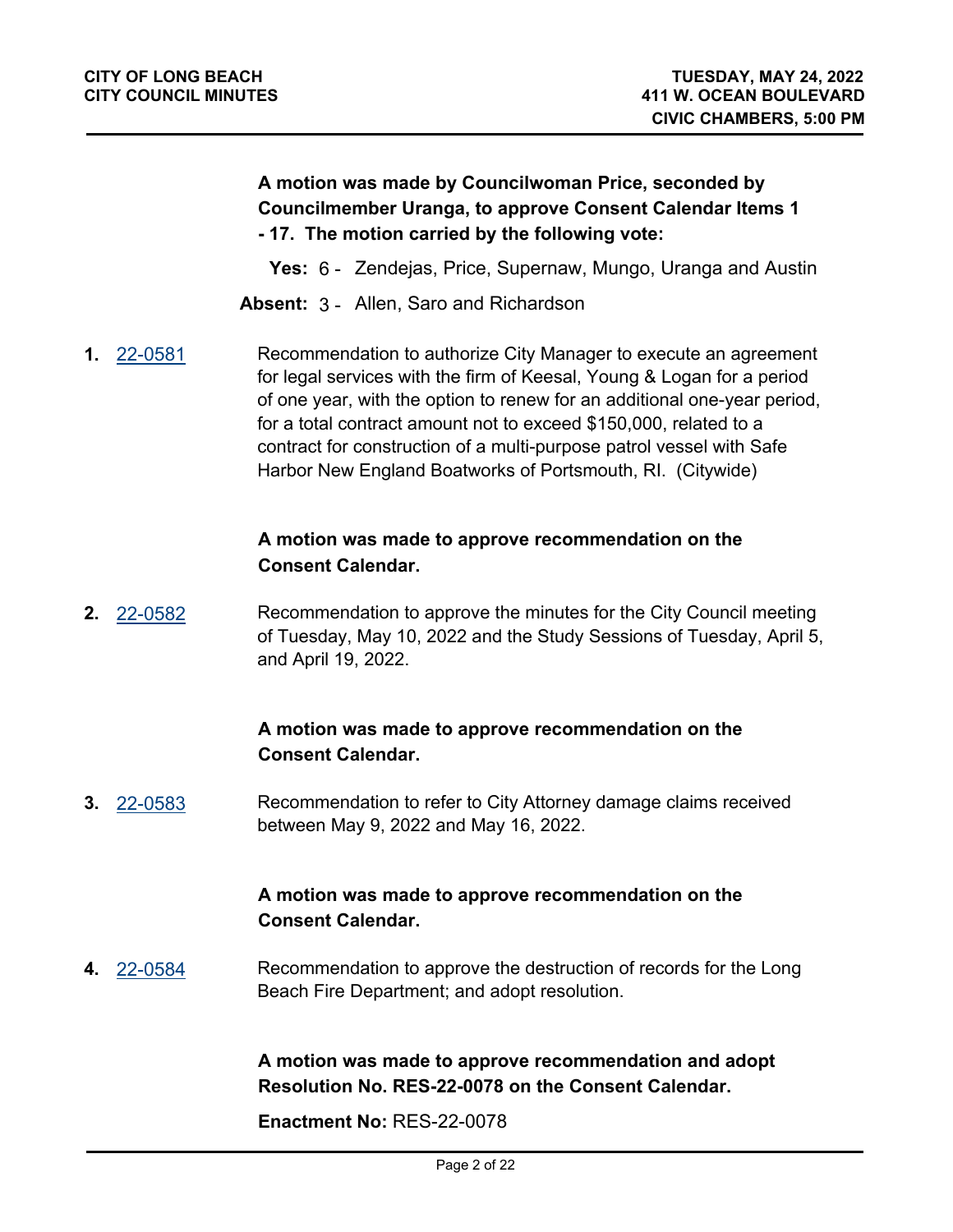**A motion was made by Councilwoman Price, seconded by Councilmember Uranga, to approve Consent Calendar Items 1 - 17. The motion carried by the following vote:**

**Yes:** 6 - Zendejas, Price, Supernaw, Mungo, Uranga and Austin

**Absent:** 3 - Allen, Saro and Richardson

**1.** 22-0581

Recommendation to authorize City Manager to execute an agreement for legal services with the firm of Keesal, Young & Logan for a period of one year, with the option to renew for an additional one-year period, for a total contract amount not to exceed $150,000, related to a contract for construction of a multi-purpose patrol vessel with Safe Harbor New England Boatworks of Portsmouth, RI. (Citywide)

**A motion was made to approve recommendation on the Consent Calendar.**

**2.** 22-0582

Recommendation to approve the minutes for the City Council meeting of Tuesday, May 10, 2022 and the Study Sessions of Tuesday, April 5, and April 19, 2022.

**A motion was made to approve recommendation on the Consent Calendar.**

**3.** 22-0583

Recommendation to refer to City Attorney damage claims received between May 9, 2022 and May 16, 2022.

**A motion was made to approve recommendation on the Consent Calendar.**

**4.** 22-0584

Recommendation to approve the destruction of records for the Long Beach Fire Department; and adopt resolution.

**A motion was made to approve recommendation and adopt Resolution No. RES-22-0078 on the Consent Calendar.**

**Enactment No:** RES-22-0078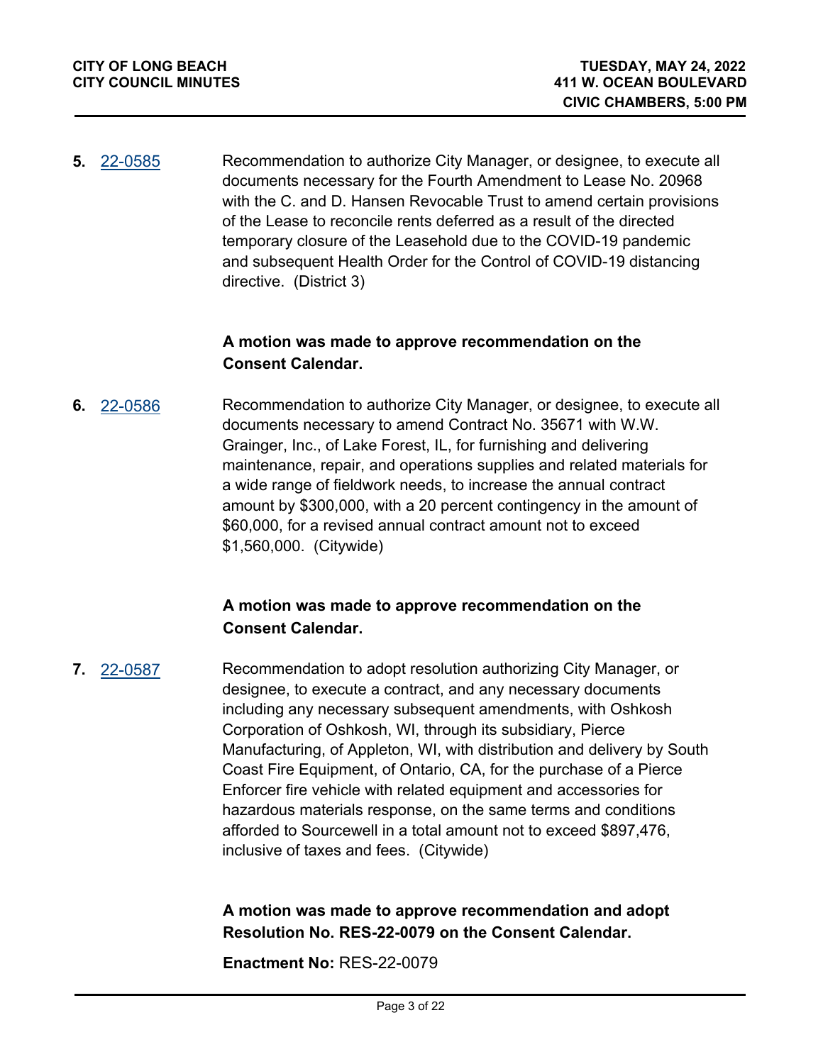**5.** 22-0585 Recommendation to authorize City Manager, or designee, to execute all documents necessary for the Fourth Amendment to Lease No. 20968 with the C. and D. Hansen Revocable Trust to amend certain provisions of the Lease to reconcile rents deferred as a result of the directed temporary closure of the Leasehold due to the COVID-19 pandemic and subsequent Health Order for the Control of COVID-19 distancing directive. (District 3)

**A motion was made to approve recommendation on the Consent Calendar.**

**6.** 22-0586 Recommendation to authorize City Manager, or designee, to execute all documents necessary to amend Contract No. 35671 with W.W. Grainger, Inc., of Lake Forest, IL, for furnishing and delivering maintenance, repair, and operations supplies and related materials for a wide range of fieldwork needs, to increase the annual contract amount by $300,000, with a 20 percent contingency in the amount of $60,000, for a revised annual contract amount not to exceed $1,560,000. (Citywide)

**A motion was made to approve recommendation on the Consent Calendar.**

**7.** 22-0587 Recommendation to adopt resolution authorizing City Manager, or designee, to execute a contract, and any necessary documents including any necessary subsequent amendments, with Oshkosh Corporation of Oshkosh, WI, through its subsidiary, Pierce Manufacturing, of Appleton, WI, with distribution and delivery by South Coast Fire Equipment, of Ontario, CA, for the purchase of a Pierce Enforcer fire vehicle with related equipment and accessories for hazardous materials response, on the same terms and conditions afforded to Sourcewell in a total amount not to exceed $897,476, inclusive of taxes and fees. (Citywide)

**A motion was made to approve recommendation and adopt Resolution No. RES-22-0079 on the Consent Calendar.**

**Enactment No:** RES-22-0079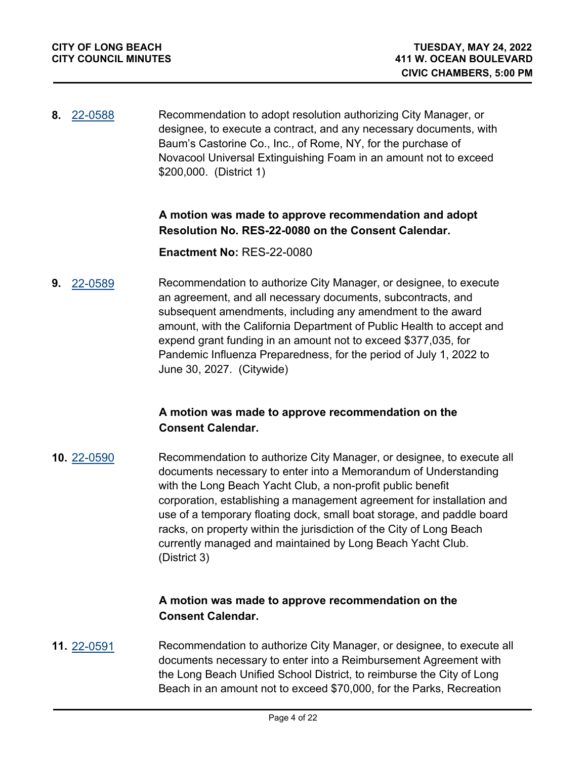**8.** 22-0588

Recommendation to adopt resolution authorizing City Manager, or designee, to execute a contract, and any necessary documents, with Baum's Castorine Co., Inc., of Rome, NY, for the purchase of Novacool Universal Extinguishing Foam in an amount not to exceed $200,000. (District 1)

**A motion was made to approve recommendation and adopt Resolution No. RES-22-0080 on the Consent Calendar.**

**Enactment No:** RES-22-0080

**9.** 22-0589

Recommendation to authorize City Manager, or designee, to execute an agreement, and all necessary documents, subcontracts, and subsequent amendments, including any amendment to the award amount, with the California Department of Public Health to accept and expend grant funding in an amount not to exceed $377,035, for Pandemic Influenza Preparedness, for the period of July 1, 2022 to June 30, 2027. (Citywide)

**A motion was made to approve recommendation on the Consent Calendar.**

**10.** 22-0590

Recommendation to authorize City Manager, or designee, to execute all documents necessary to enter into a Memorandum of Understanding with the Long Beach Yacht Club, a non-profit public benefit corporation, establishing a management agreement for installation and use of a temporary floating dock, small boat storage, and paddle board racks, on property within the jurisdiction of the City of Long Beach currently managed and maintained by Long Beach Yacht Club. (District 3)

**A motion was made to approve recommendation on the Consent Calendar.**

**11.** 22-0591

Recommendation to authorize City Manager, or designee, to execute all documents necessary to enter into a Reimbursement Agreement with the Long Beach Unified School District, to reimburse the City of Long Beach in an amount not to exceed $70,000, for the Parks, Recreation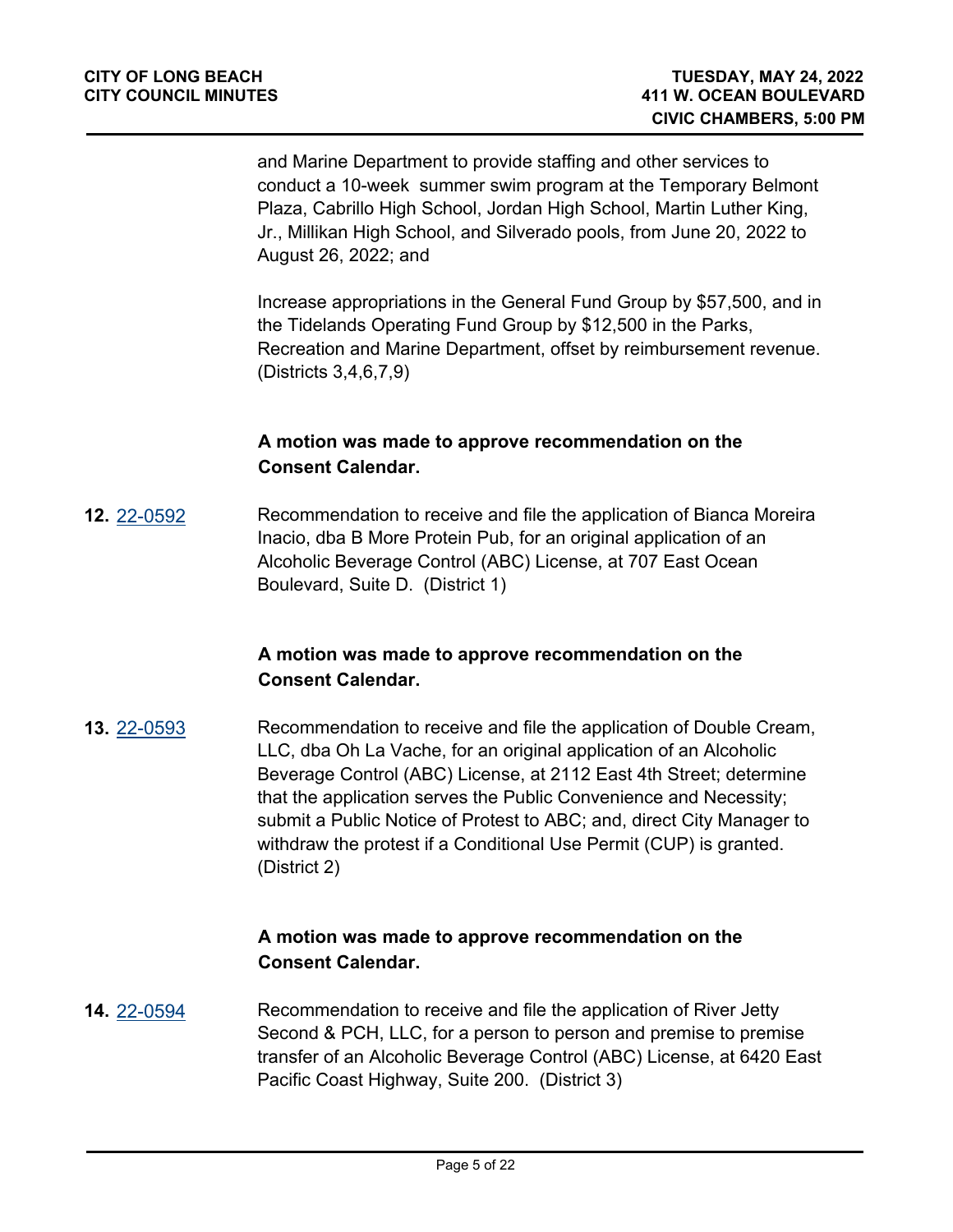and Marine Department to provide staffing and other services to conduct a 10-week summer swim program at the Temporary Belmont Plaza, Cabrillo High School, Jordan High School, Martin Luther King, Jr., Millikan High School, and Silverado pools, from June 20, 2022 to August 26, 2022; and

Increase appropriations in the General Fund Group by $57,500, and in the Tidelands Operating Fund Group by $12,500 in the Parks, Recreation and Marine Department, offset by reimbursement revenue. (Districts 3,4,6,7,9)

**A motion was made to approve recommendation on the Consent Calendar.**

**12.** [22-0592](22-0592) Recommendation to receive and file the application of Bianca Moreira Inacio, dba B More Protein Pub, for an original application of an Alcoholic Beverage Control (ABC) License, at 707 East Ocean Boulevard, Suite D. (District 1)

**A motion was made to approve recommendation on the Consent Calendar.**

**13.** [22-0593](22-0593) Recommendation to receive and file the application of Double Cream, LLC, dba Oh La Vache, for an original application of an Alcoholic Beverage Control (ABC) License, at 2112 East 4th Street; determine that the application serves the Public Convenience and Necessity; submit a Public Notice of Protest to ABC; and, direct City Manager to withdraw the protest if a Conditional Use Permit (CUP) is granted. (District 2)

**A motion was made to approve recommendation on the Consent Calendar.**

**14.** [22-0594](22-0594) Recommendation to receive and file the application of River Jetty Second & PCH, LLC, for a person to person and premise to premise transfer of an Alcoholic Beverage Control (ABC) License, at 6420 East Pacific Coast Highway, Suite 200. (District 3)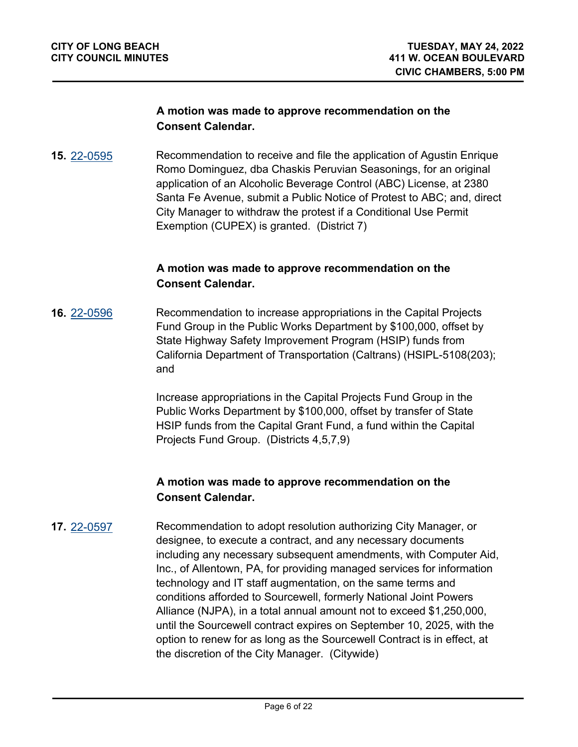**A motion was made to approve recommendation on the Consent Calendar.**

**15.** 22-0595

Recommendation to receive and file the application of Agustin Enrique Romo Dominguez, dba Chaskis Peruvian Seasonings, for an original application of an Alcoholic Beverage Control (ABC) License, at 2380 Santa Fe Avenue, submit a Public Notice of Protest to ABC; and, direct City Manager to withdraw the protest if a Conditional Use Permit Exemption (CUPEX) is granted. (District 7)

**A motion was made to approve recommendation on the Consent Calendar.**

**16.** 22-0596

Recommendation to increase appropriations in the Capital Projects Fund Group in the Public Works Department by $100,000, offset by State Highway Safety Improvement Program (HSIP) funds from California Department of Transportation (Caltrans) (HSIPL-5108(203); and

Increase appropriations in the Capital Projects Fund Group in the Public Works Department by $100,000, offset by transfer of State HSIP funds from the Capital Grant Fund, a fund within the Capital Projects Fund Group. (Districts 4,5,7,9)

**A motion was made to approve recommendation on the Consent Calendar.**

**17.** 22-0597

Recommendation to adopt resolution authorizing City Manager, or designee, to execute a contract, and any necessary documents including any necessary subsequent amendments, with Computer Aid, Inc., of Allentown, PA, for providing managed services for information technology and IT staff augmentation, on the same terms and conditions afforded to Sourcewell, formerly National Joint Powers Alliance (NJPA), in a total annual amount not to exceed $1,250,000, until the Sourcewell contract expires on September 10, 2025, with the option to renew for as long as the Sourcewell Contract is in effect, at the discretion of the City Manager. (Citywide)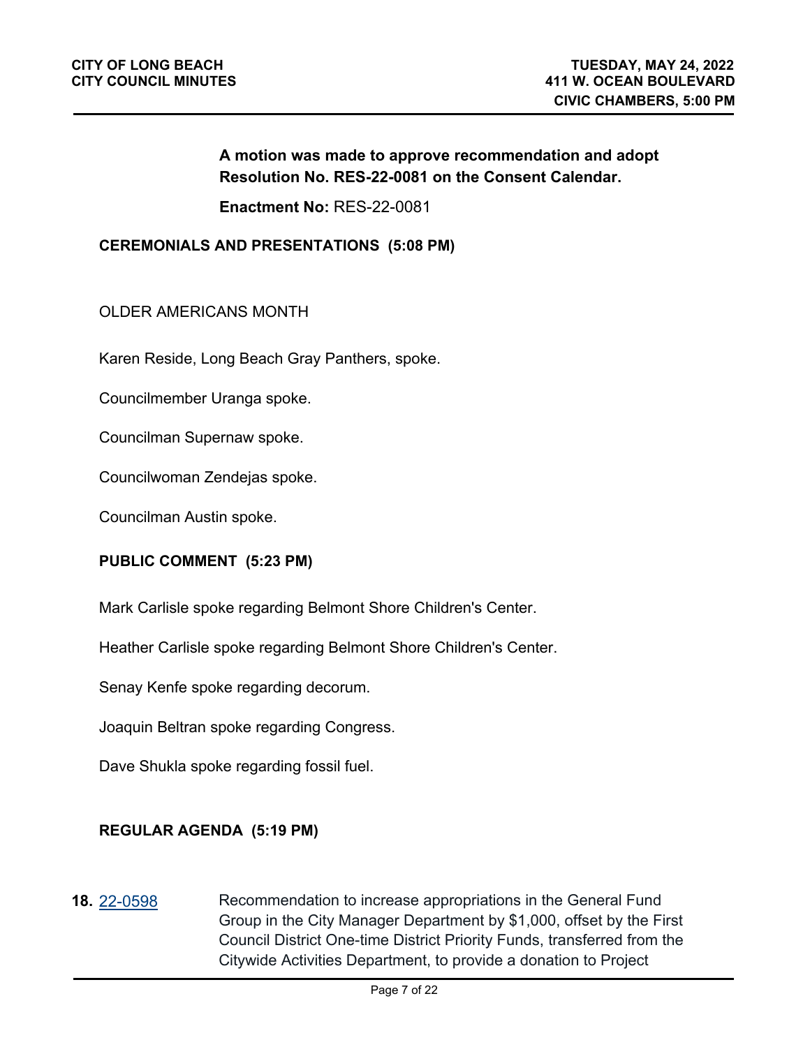**A motion was made to approve recommendation and adopt Resolution No. RES-22-0081 on the Consent Calendar.**

**Enactment No:** RES-22-0081

**CEREMONIALS AND PRESENTATIONS (5:08 PM)**

OLDER AMERICANS MONTH

Karen Reside, Long Beach Gray Panthers, spoke.

Councilmember Uranga spoke.

Councilman Supernaw spoke.

Councilwoman Zendejas spoke.

Councilman Austin spoke.

**PUBLIC COMMENT (5:23 PM)**

Mark Carlisle spoke regarding Belmont Shore Children's Center.

Heather Carlisle spoke regarding Belmont Shore Children's Center.

Senay Kenfe spoke regarding decorum.

Joaquin Beltran spoke regarding Congress.

Dave Shukla spoke regarding fossil fuel.

**REGULAR AGENDA (5:19 PM)**

**18.** 22-0598 Recommendation to increase appropriations in the General Fund Group in the City Manager Department by $1,000, offset by the First Council District One-time District Priority Funds, transferred from the Citywide Activities Department, to provide a donation to Project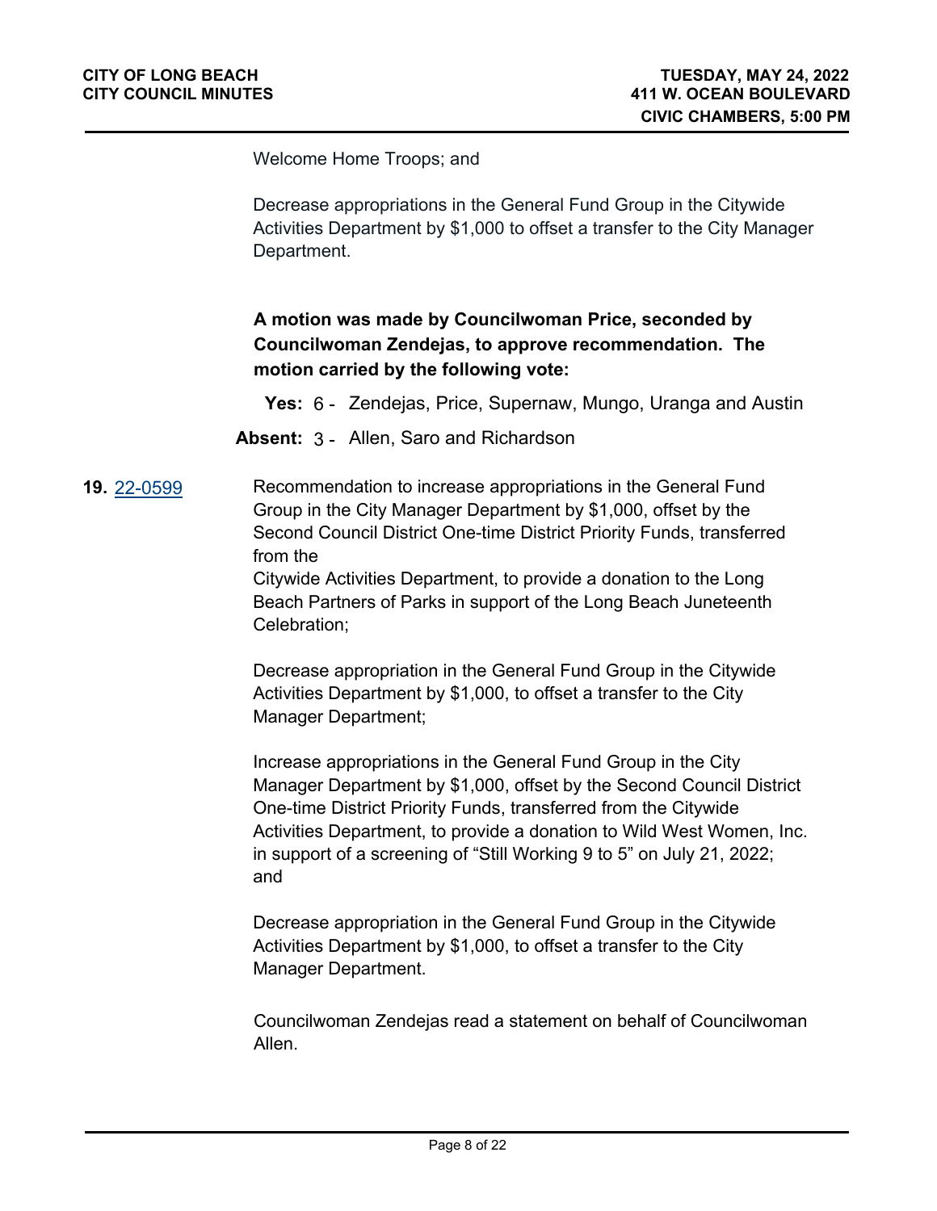Welcome Home Troops; and

Decrease appropriations in the General Fund Group in the Citywide Activities Department by $1,000 to offset a transfer to the City Manager Department.

**A motion was made by Councilwoman Price, seconded by Councilwoman Zendejas, to approve recommendation. The motion carried by the following vote:**

**Yes:** 6 - Zendejas, Price, Supernaw, Mungo, Uranga and Austin

**Absent:** 3 - Allen, Saro and Richardson

**19.** 22-0599

Recommendation to increase appropriations in the General Fund Group in the City Manager Department by $1,000, offset by the Second Council District One-time District Priority Funds, transferred from the
Citywide Activities Department, to provide a donation to the Long Beach Partners of Parks in support of the Long Beach Juneteenth Celebration;

Decrease appropriation in the General Fund Group in the Citywide Activities Department by $1,000, to offset a transfer to the City Manager Department;

Increase appropriations in the General Fund Group in the City Manager Department by $1,000, offset by the Second Council District One-time District Priority Funds, transferred from the Citywide Activities Department, to provide a donation to Wild West Women, Inc. in support of a screening of "Still Working 9 to 5" on July 21, 2022; and

Decrease appropriation in the General Fund Group in the Citywide Activities Department by $1,000, to offset a transfer to the City Manager Department.

Councilwoman Zendejas read a statement on behalf of Councilwoman Allen.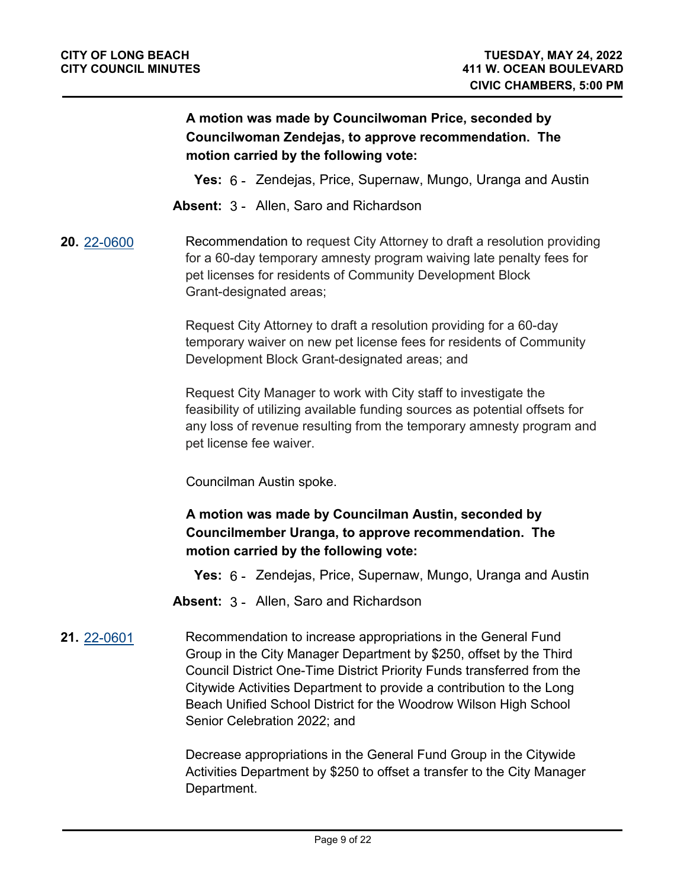**A motion was made by Councilwoman Price, seconded by Councilwoman Zendejas, to approve recommendation. The motion carried by the following vote:**

**Yes:** 6 - Zendejas, Price, Supernaw, Mungo, Uranga and Austin

**Absent:** 3 - Allen, Saro and Richardson

**20.** [22-0600](22-0600)

Recommendation to request City Attorney to draft a resolution providing for a 60-day temporary amnesty program waiving late penalty fees for pet licenses for residents of Community Development Block Grant-designated areas;

Request City Attorney to draft a resolution providing for a 60-day temporary waiver on new pet license fees for residents of Community Development Block Grant-designated areas; and

Request City Manager to work with City staff to investigate the feasibility of utilizing available funding sources as potential offsets for any loss of revenue resulting from the temporary amnesty program and pet license fee waiver.

Councilman Austin spoke.

**A motion was made by Councilman Austin, seconded by Councilmember Uranga, to approve recommendation. The motion carried by the following vote:**

**Yes:** 6 - Zendejas, Price, Supernaw, Mungo, Uranga and Austin

**Absent:** 3 - Allen, Saro and Richardson

**21.** [22-0601](22-0601)

Recommendation to increase appropriations in the General Fund Group in the City Manager Department by $250, offset by the Third Council District One-Time District Priority Funds transferred from the Citywide Activities Department to provide a contribution to the Long Beach Unified School District for the Woodrow Wilson High School Senior Celebration 2022; and

Decrease appropriations in the General Fund Group in the Citywide Activities Department by $250 to offset a transfer to the City Manager Department.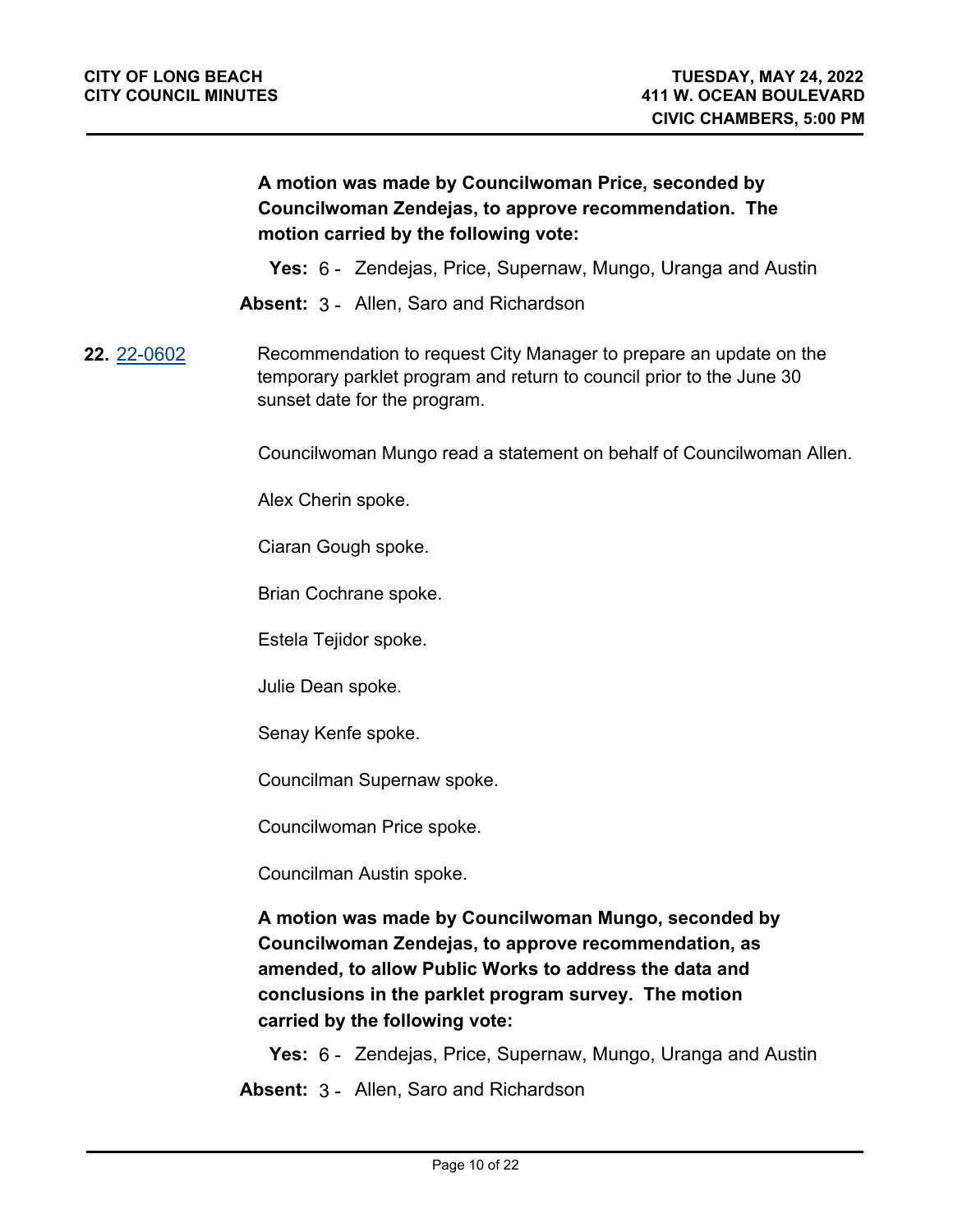**A motion was made by Councilwoman Price, seconded by Councilwoman Zendejas, to approve recommendation. The motion carried by the following vote:**

**Yes:** 6 - Zendejas, Price, Supernaw, Mungo, Uranga and Austin

**Absent:** 3 - Allen, Saro and Richardson

**22.** [22-0602](22-0602) Recommendation to request City Manager to prepare an update on the temporary parklet program and return to council prior to the June 30 sunset date for the program.

Councilwoman Mungo read a statement on behalf of Councilwoman Allen.

Alex Cherin spoke.

Ciaran Gough spoke.

Brian Cochrane spoke.

Estela Tejidor spoke.

Julie Dean spoke.

Senay Kenfe spoke.

Councilman Supernaw spoke.

Councilwoman Price spoke.

Councilman Austin spoke.

**A motion was made by Councilwoman Mungo, seconded by Councilwoman Zendejas, to approve recommendation, as amended, to allow Public Works to address the data and conclusions in the parklet program survey. The motion carried by the following vote:**

**Yes:** 6 - Zendejas, Price, Supernaw, Mungo, Uranga and Austin

**Absent:** 3 - Allen, Saro and Richardson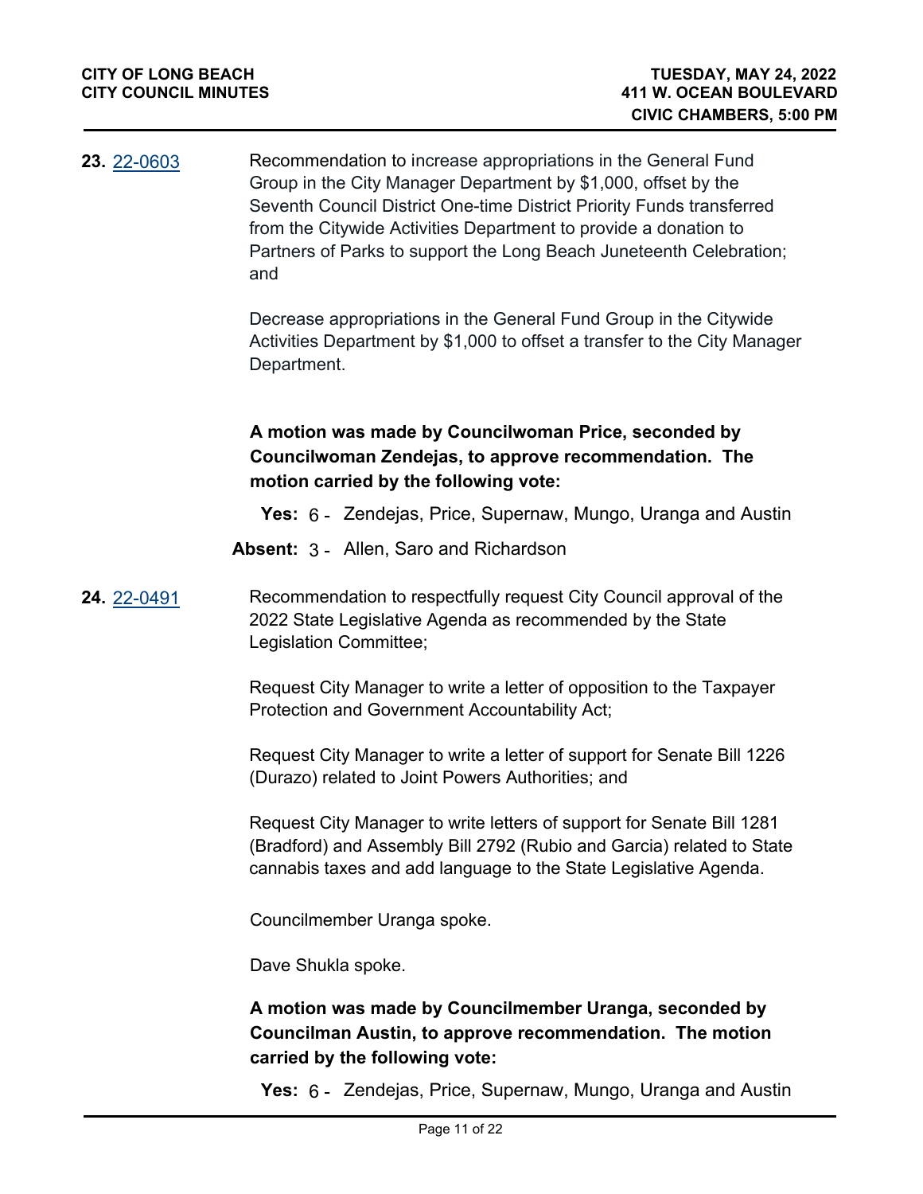**23.** [22-0603](22-0603)

Recommendation to increase appropriations in the General Fund Group in the City Manager Department by $1,000, offset by the Seventh Council District One-time District Priority Funds transferred from the Citywide Activities Department to provide a donation to Partners of Parks to support the Long Beach Juneteenth Celebration; and

Decrease appropriations in the General Fund Group in the Citywide Activities Department by $1,000 to offset a transfer to the City Manager Department.

**A motion was made by Councilwoman Price, seconded by Councilwoman Zendejas, to approve recommendation. The motion carried by the following vote:**

**Yes:** 6 - Zendejas, Price, Supernaw, Mungo, Uranga and Austin

**Absent:** 3 - Allen, Saro and Richardson

**24.** [22-0491](22-0491)

Recommendation to respectfully request City Council approval of the 2022 State Legislative Agenda as recommended by the State Legislation Committee;

Request City Manager to write a letter of opposition to the Taxpayer Protection and Government Accountability Act;

Request City Manager to write a letter of support for Senate Bill 1226 (Durazo) related to Joint Powers Authorities; and

Request City Manager to write letters of support for Senate Bill 1281 (Bradford) and Assembly Bill 2792 (Rubio and Garcia) related to State cannabis taxes and add language to the State Legislative Agenda.

Councilmember Uranga spoke.

Dave Shukla spoke.

**A motion was made by Councilmember Uranga, seconded by Councilman Austin, to approve recommendation. The motion carried by the following vote:**

**Yes:** 6 - Zendejas, Price, Supernaw, Mungo, Uranga and Austin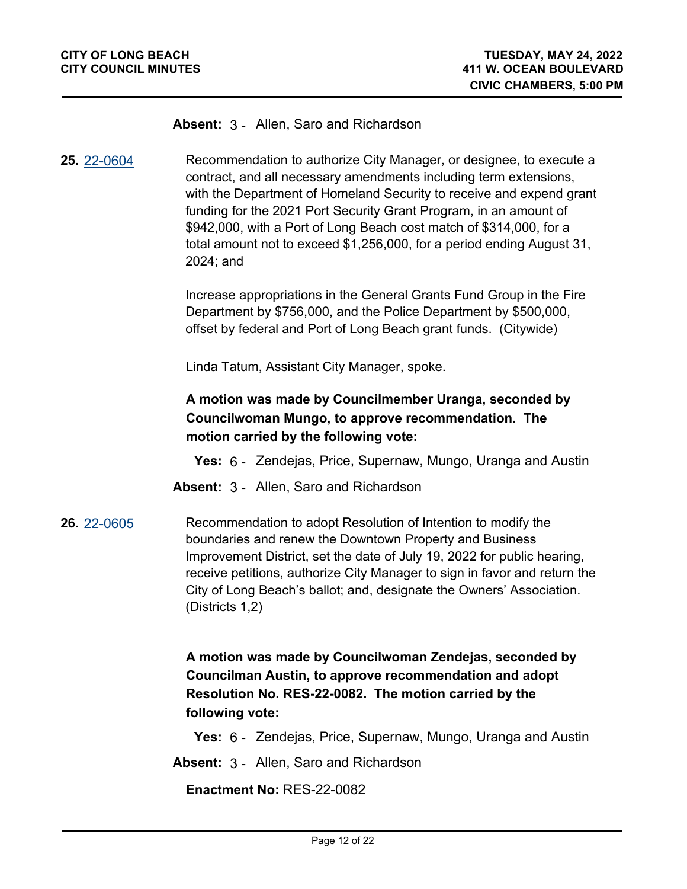**Absent:** 3 - Allen, Saro and Richardson

**25.** 22-0604

Recommendation to authorize City Manager, or designee, to execute a contract, and all necessary amendments including term extensions, with the Department of Homeland Security to receive and expend grant funding for the 2021 Port Security Grant Program, in an amount of $942,000, with a Port of Long Beach cost match of $314,000, for a total amount not to exceed $1,256,000, for a period ending August 31, 2024; and

Increase appropriations in the General Grants Fund Group in the Fire Department by $756,000, and the Police Department by $500,000, offset by federal and Port of Long Beach grant funds. (Citywide)

Linda Tatum, Assistant City Manager, spoke.

**A motion was made by Councilmember Uranga, seconded by Councilwoman Mungo, to approve recommendation. The motion carried by the following vote:**

**Yes:** 6 - Zendejas, Price, Supernaw, Mungo, Uranga and Austin

**Absent:** 3 - Allen, Saro and Richardson

**26.** 22-0605

Recommendation to adopt Resolution of Intention to modify the boundaries and renew the Downtown Property and Business Improvement District, set the date of July 19, 2022 for public hearing, receive petitions, authorize City Manager to sign in favor and return the City of Long Beach's ballot; and, designate the Owners' Association. (Districts 1,2)

**A motion was made by Councilwoman Zendejas, seconded by Councilman Austin, to approve recommendation and adopt Resolution No. RES-22-0082. The motion carried by the following vote:**

**Yes:** 6 - Zendejas, Price, Supernaw, Mungo, Uranga and Austin

**Absent:** 3 - Allen, Saro and Richardson

**Enactment No:** RES-22-0082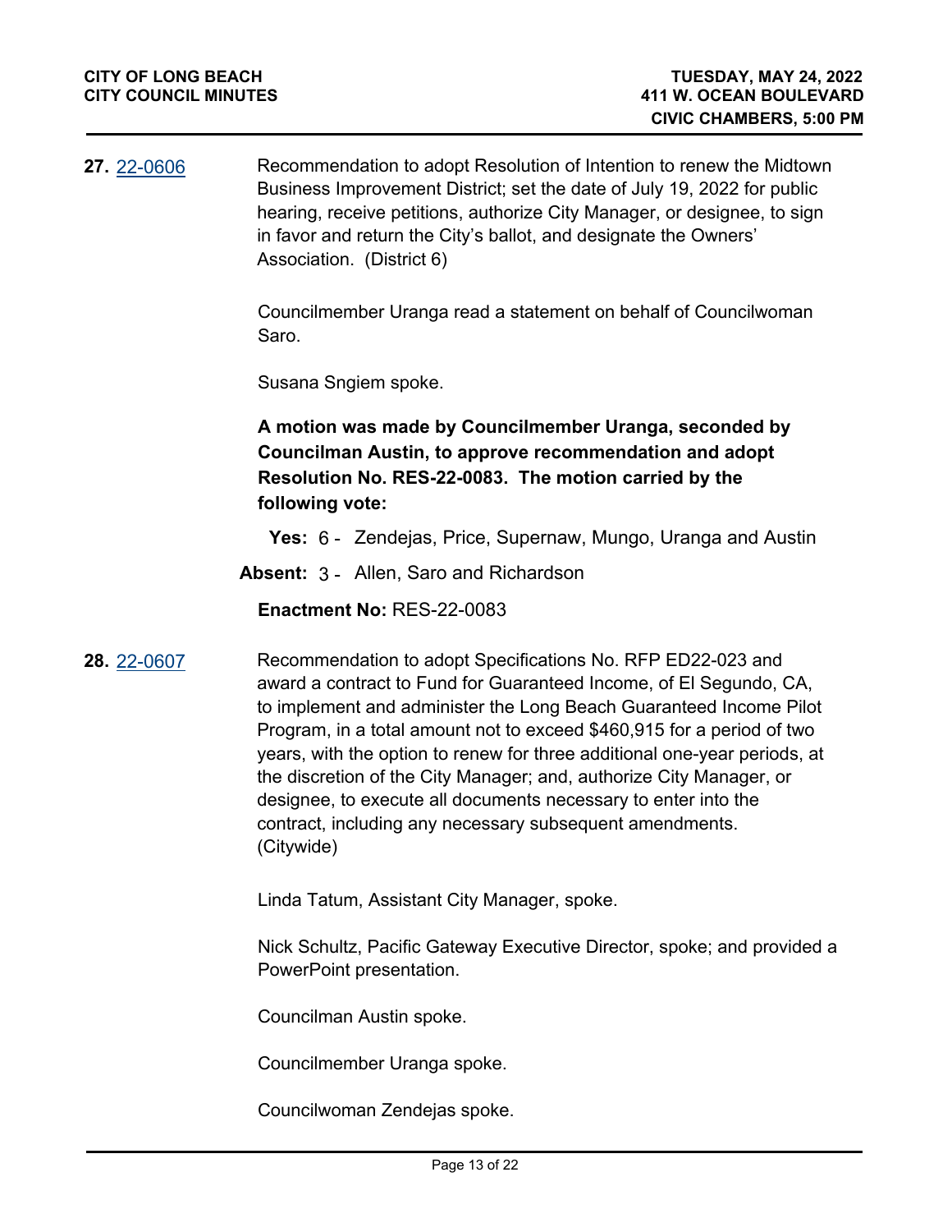**27.** [22-0606](22-0606)

Recommendation to adopt Resolution of Intention to renew the Midtown Business Improvement District; set the date of July 19, 2022 for public hearing, receive petitions, authorize City Manager, or designee, to sign in favor and return the City's ballot, and designate the Owners' Association. (District 6)

Councilmember Uranga read a statement on behalf of Councilwoman Saro.

Susana Sngiem spoke.

**A motion was made by Councilmember Uranga, seconded by Councilman Austin, to approve recommendation and adopt Resolution No. RES-22-0083. The motion carried by the following vote:**

**Yes:** 6 - Zendejas, Price, Supernaw, Mungo, Uranga and Austin

**Absent:** 3 - Allen, Saro and Richardson

**Enactment No:** RES-22-0083

**28.** [22-0607](22-0607)

Recommendation to adopt Specifications No. RFP ED22-023 and award a contract to Fund for Guaranteed Income, of El Segundo, CA, to implement and administer the Long Beach Guaranteed Income Pilot Program, in a total amount not to exceed $460,915 for a period of two years, with the option to renew for three additional one-year periods, at the discretion of the City Manager; and, authorize City Manager, or designee, to execute all documents necessary to enter into the contract, including any necessary subsequent amendments. (Citywide)

Linda Tatum, Assistant City Manager, spoke.

Nick Schultz, Pacific Gateway Executive Director, spoke; and provided a PowerPoint presentation.

Councilman Austin spoke.

Councilmember Uranga spoke.

Councilwoman Zendejas spoke.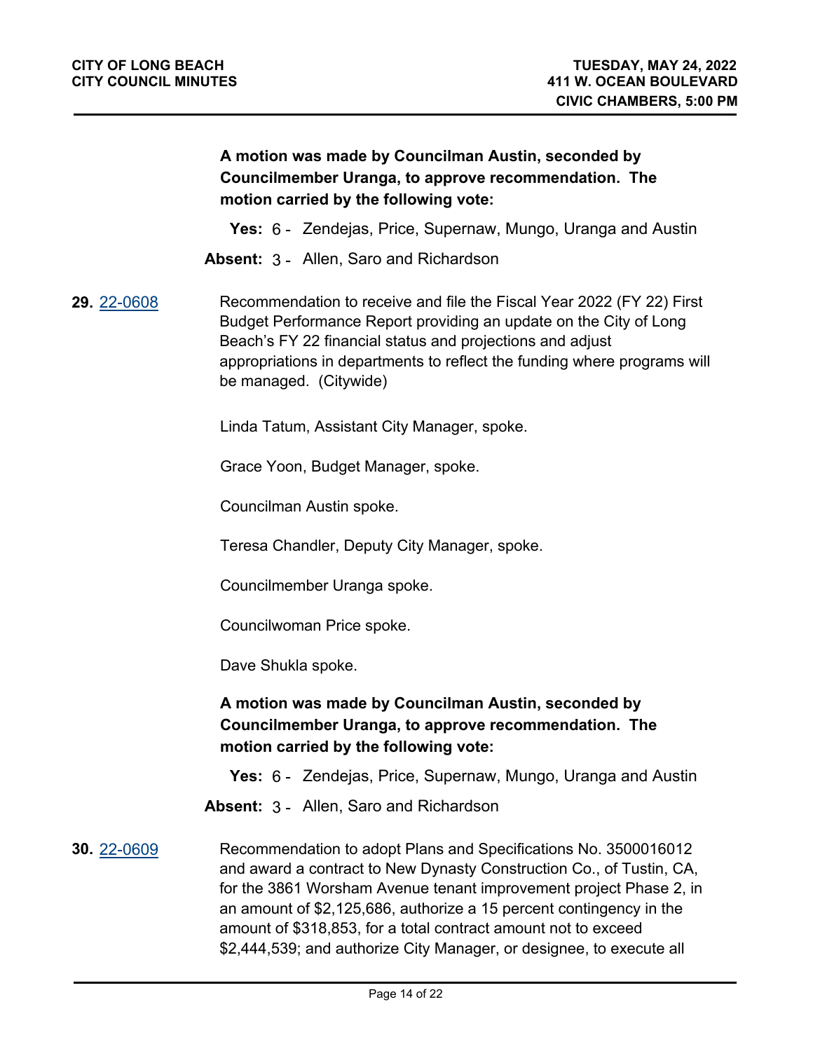**A motion was made by Councilman Austin, seconded by Councilmember Uranga, to approve recommendation. The motion carried by the following vote:**

**Yes:** 6 - Zendejas, Price, Supernaw, Mungo, Uranga and Austin

**Absent:** 3 - Allen, Saro and Richardson

**29.** 22-0608

Recommendation to receive and file the Fiscal Year 2022 (FY 22) First Budget Performance Report providing an update on the City of Long Beach's FY 22 financial status and projections and adjust appropriations in departments to reflect the funding where programs will be managed. (Citywide)

Linda Tatum, Assistant City Manager, spoke.

Grace Yoon, Budget Manager, spoke.

Councilman Austin spoke.

Teresa Chandler, Deputy City Manager, spoke.

Councilmember Uranga spoke.

Councilwoman Price spoke.

Dave Shukla spoke.

**A motion was made by Councilman Austin, seconded by Councilmember Uranga, to approve recommendation. The motion carried by the following vote:**

**Yes:** 6 - Zendejas, Price, Supernaw, Mungo, Uranga and Austin

**Absent:** 3 - Allen, Saro and Richardson

**30.** 22-0609

Recommendation to adopt Plans and Specifications No. 3500016012 and award a contract to New Dynasty Construction Co., of Tustin, CA, for the 3861 Worsham Avenue tenant improvement project Phase 2, in an amount of $2,125,686, authorize a 15 percent contingency in the amount of $318,853, for a total contract amount not to exceed $2,444,539; and authorize City Manager, or designee, to execute all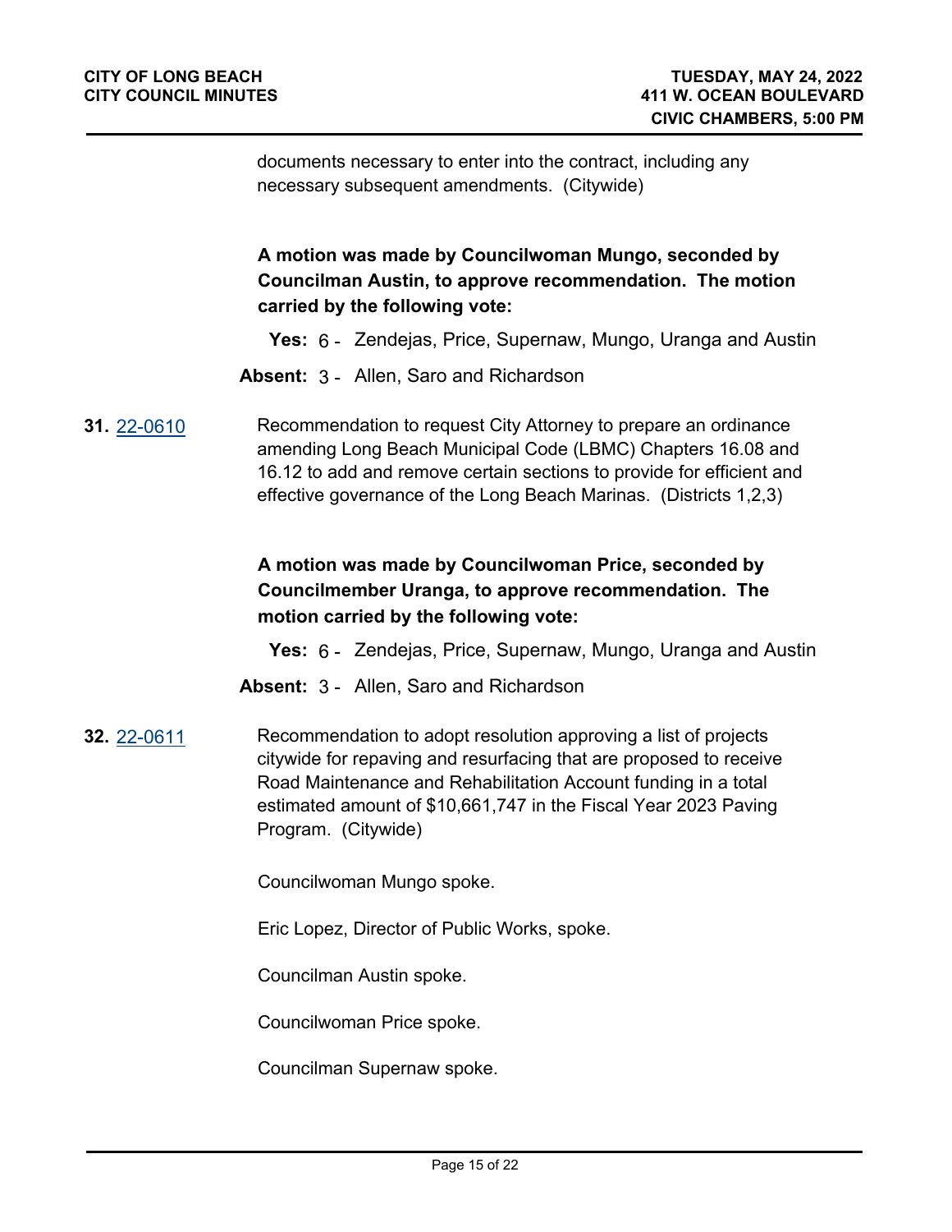documents necessary to enter into the contract, including any necessary subsequent amendments. (Citywide)

**A motion was made by Councilwoman Mungo, seconded by Councilman Austin, to approve recommendation. The motion carried by the following vote:**

**Yes:** 6 - Zendejas, Price, Supernaw, Mungo, Uranga and Austin

**Absent:** 3 - Allen, Saro and Richardson

**31.** 22-0610

Recommendation to request City Attorney to prepare an ordinance amending Long Beach Municipal Code (LBMC) Chapters 16.08 and 16.12 to add and remove certain sections to provide for efficient and effective governance of the Long Beach Marinas. (Districts 1,2,3)

**A motion was made by Councilwoman Price, seconded by Councilmember Uranga, to approve recommendation. The motion carried by the following vote:**

**Yes:** 6 - Zendejas, Price, Supernaw, Mungo, Uranga and Austin

**Absent:** 3 - Allen, Saro and Richardson

**32.** 22-0611

Recommendation to adopt resolution approving a list of projects citywide for repaving and resurfacing that are proposed to receive Road Maintenance and Rehabilitation Account funding in a total estimated amount of $10,661,747 in the Fiscal Year 2023 Paving Program. (Citywide)

Councilwoman Mungo spoke.

Eric Lopez, Director of Public Works, spoke.

Councilman Austin spoke.

Councilwoman Price spoke.

Councilman Supernaw spoke.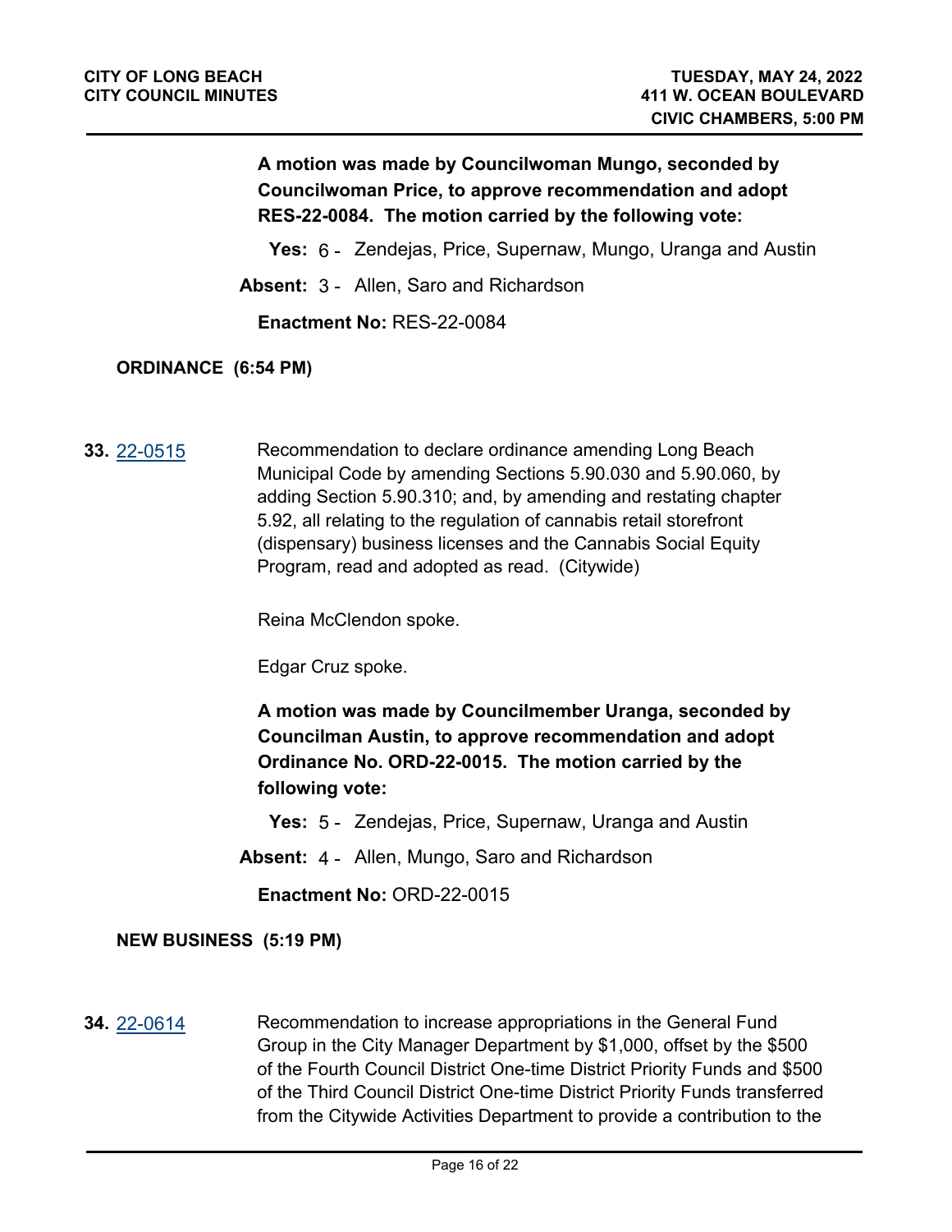**A motion was made by Councilwoman Mungo, seconded by Councilwoman Price, to approve recommendation and adopt RES-22-0084. The motion carried by the following vote:**

**Yes:** 6 - Zendejas, Price, Supernaw, Mungo, Uranga and Austin

**Absent:** 3 - Allen, Saro and Richardson

**Enactment No:** RES-22-0084

**ORDINANCE (6:54 PM)**

**33.** [22-0515] Recommendation to declare ordinance amending Long Beach Municipal Code by amending Sections 5.90.030 and 5.90.060, by adding Section 5.90.310; and, by amending and restating chapter 5.92, all relating to the regulation of cannabis retail storefront (dispensary) business licenses and the Cannabis Social Equity Program, read and adopted as read. (Citywide)

Reina McClendon spoke.

Edgar Cruz spoke.

**A motion was made by Councilmember Uranga, seconded by Councilman Austin, to approve recommendation and adopt Ordinance No. ORD-22-0015. The motion carried by the following vote:**

**Yes:** 5 - Zendejas, Price, Supernaw, Uranga and Austin

**Absent:** 4 - Allen, Mungo, Saro and Richardson

**Enactment No:** ORD-22-0015

**NEW BUSINESS (5:19 PM)**

**34.** [22-0614] Recommendation to increase appropriations in the General Fund Group in the City Manager Department by $1,000, offset by the $500 of the Fourth Council District One-time District Priority Funds and $500 of the Third Council District One-time District Priority Funds transferred from the Citywide Activities Department to provide a contribution to the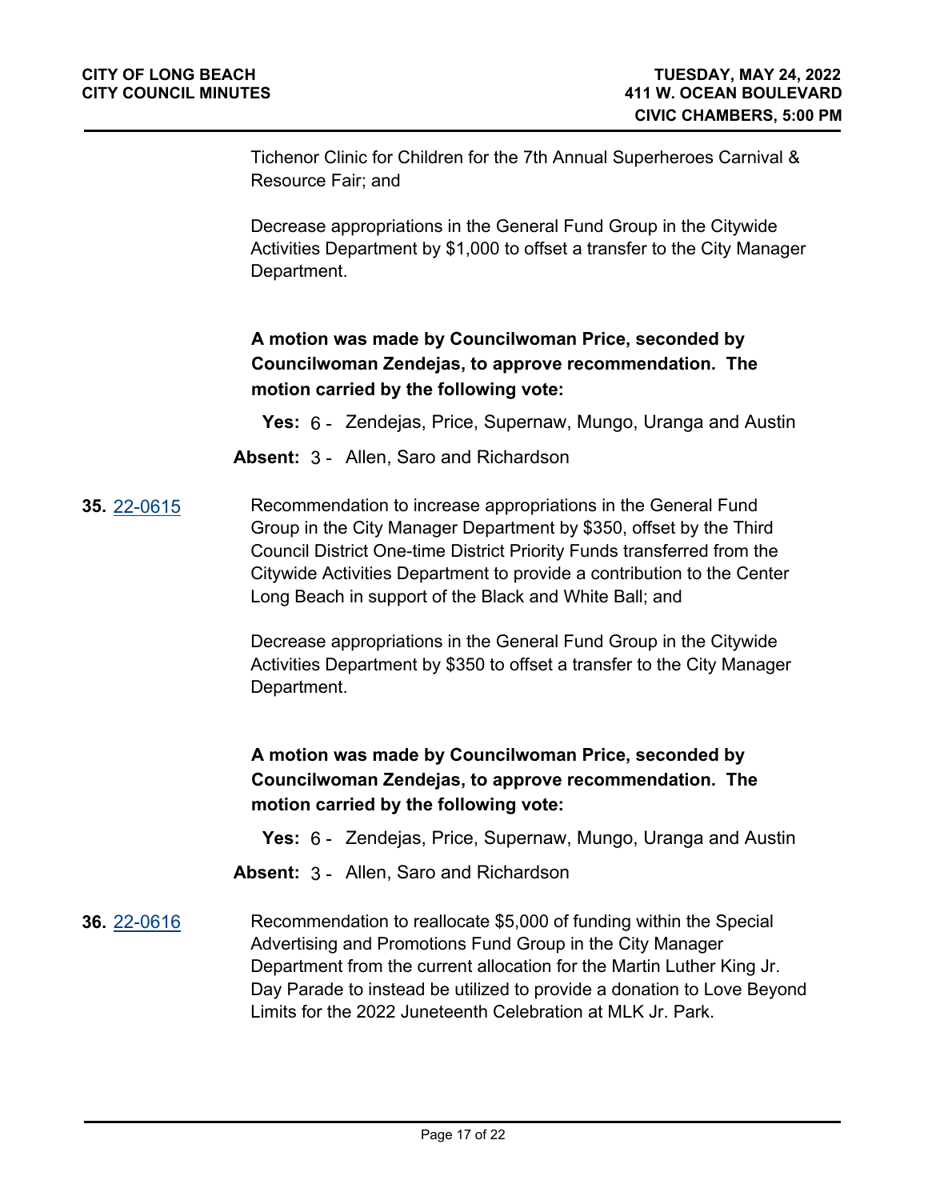Tichenor Clinic for Children for the 7th Annual Superheroes Carnival & Resource Fair; and

Decrease appropriations in the General Fund Group in the Citywide Activities Department by $1,000 to offset a transfer to the City Manager Department.

**A motion was made by Councilwoman Price, seconded by Councilwoman Zendejas, to approve recommendation. The motion carried by the following vote:**

**Yes:** 6 - Zendejas, Price, Supernaw, Mungo, Uranga and Austin

**Absent:** 3 - Allen, Saro and Richardson

**35.** 22-0615

Recommendation to increase appropriations in the General Fund Group in the City Manager Department by $350, offset by the Third Council District One-time District Priority Funds transferred from the Citywide Activities Department to provide a contribution to the Center Long Beach in support of the Black and White Ball; and

Decrease appropriations in the General Fund Group in the Citywide Activities Department by $350 to offset a transfer to the City Manager Department.

**A motion was made by Councilwoman Price, seconded by Councilwoman Zendejas, to approve recommendation. The motion carried by the following vote:**

**Yes:** 6 - Zendejas, Price, Supernaw, Mungo, Uranga and Austin

**Absent:** 3 - Allen, Saro and Richardson

**36.** 22-0616

Recommendation to reallocate $5,000 of funding within the Special Advertising and Promotions Fund Group in the City Manager Department from the current allocation for the Martin Luther King Jr. Day Parade to instead be utilized to provide a donation to Love Beyond Limits for the 2022 Juneteenth Celebration at MLK Jr. Park.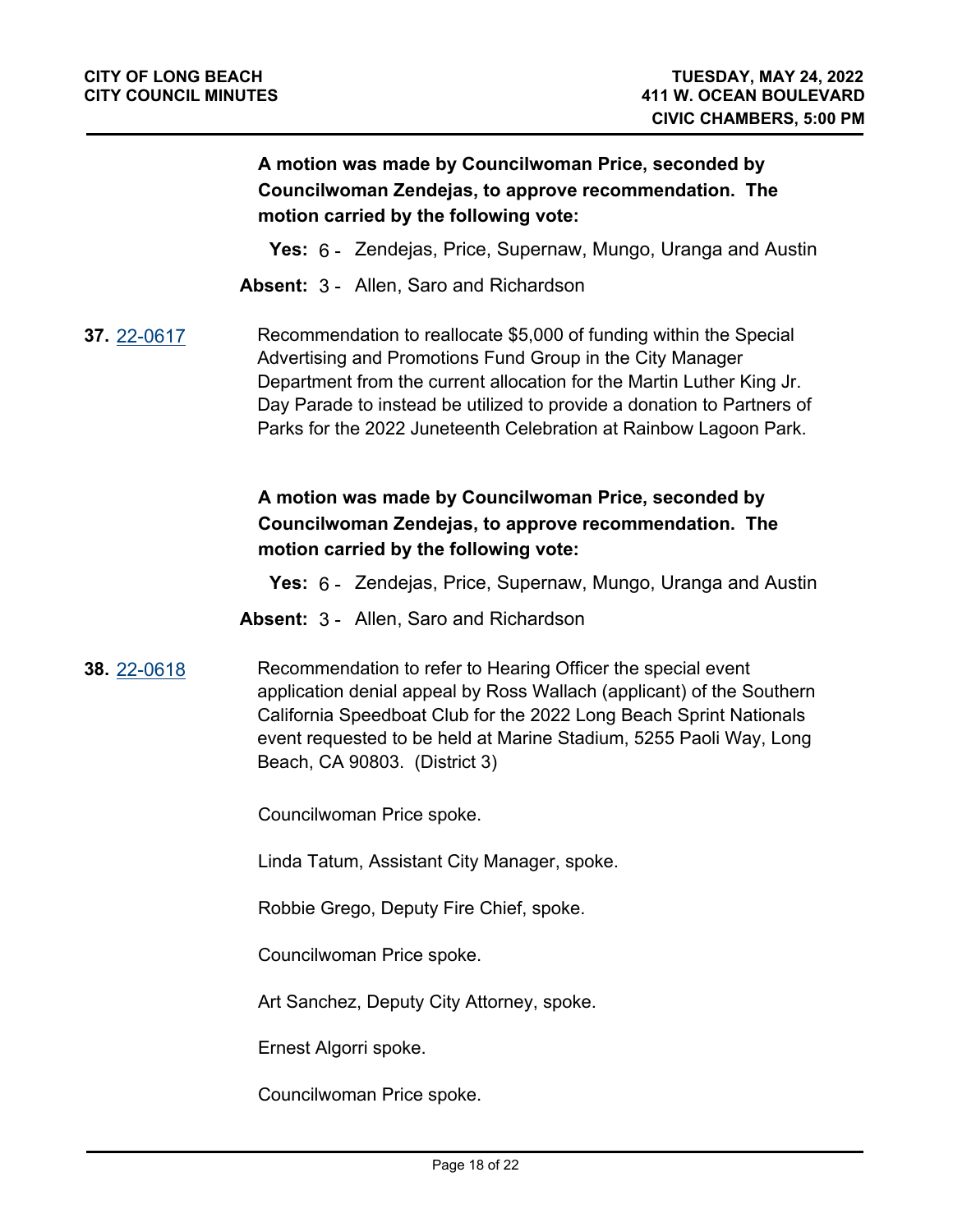**A motion was made by Councilwoman Price, seconded by Councilwoman Zendejas, to approve recommendation. The motion carried by the following vote:**

**Yes:** 6 - Zendejas, Price, Supernaw, Mungo, Uranga and Austin

**Absent:** 3 - Allen, Saro and Richardson

**37.** 22-0617

Recommendation to reallocate $5,000 of funding within the Special Advertising and Promotions Fund Group in the City Manager Department from the current allocation for the Martin Luther King Jr. Day Parade to instead be utilized to provide a donation to Partners of Parks for the 2022 Juneteenth Celebration at Rainbow Lagoon Park.

**A motion was made by Councilwoman Price, seconded by Councilwoman Zendejas, to approve recommendation. The motion carried by the following vote:**

**Yes:** 6 - Zendejas, Price, Supernaw, Mungo, Uranga and Austin

**Absent:** 3 - Allen, Saro and Richardson

**38.** 22-0618

Recommendation to refer to Hearing Officer the special event application denial appeal by Ross Wallach (applicant) of the Southern California Speedboat Club for the 2022 Long Beach Sprint Nationals event requested to be held at Marine Stadium, 5255 Paoli Way, Long Beach, CA 90803. (District 3)

Councilwoman Price spoke.

Linda Tatum, Assistant City Manager, spoke.

Robbie Grego, Deputy Fire Chief, spoke.

Councilwoman Price spoke.

Art Sanchez, Deputy City Attorney, spoke.

Ernest Algorri spoke.

Councilwoman Price spoke.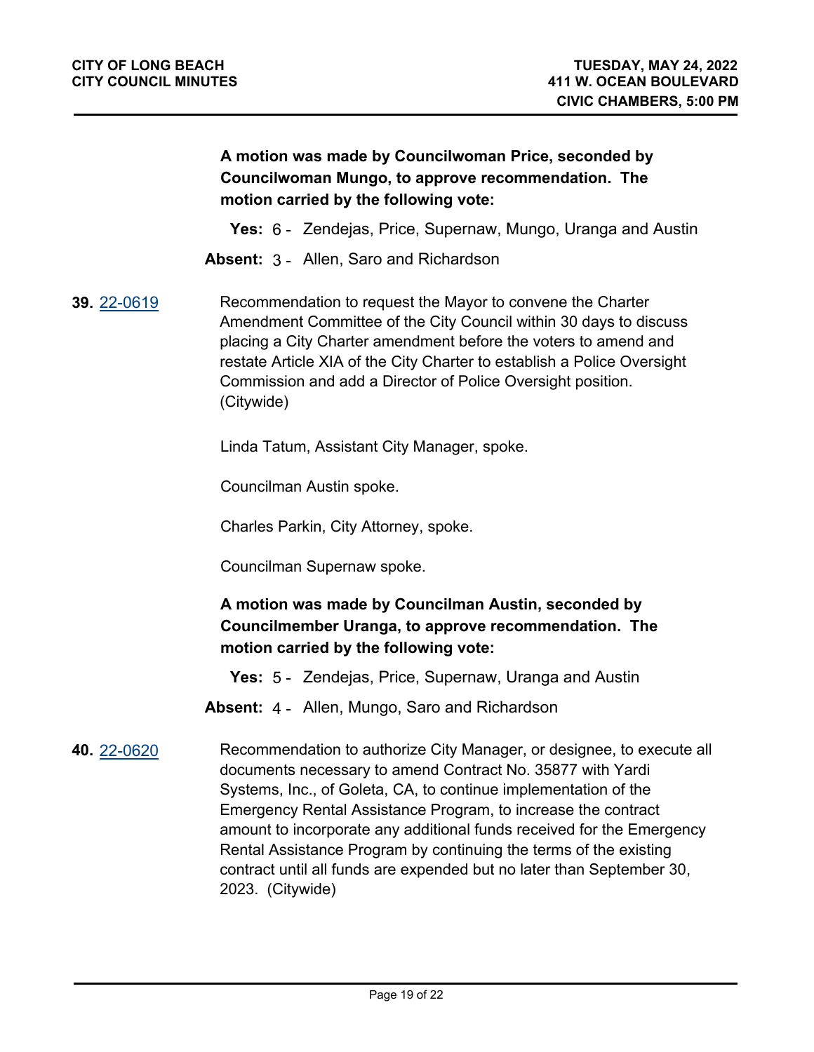**A motion was made by Councilwoman Price, seconded by Councilwoman Mungo, to approve recommendation. The motion carried by the following vote:**

**Yes:** 6 - Zendejas, Price, Supernaw, Mungo, Uranga and Austin

**Absent:** 3 - Allen, Saro and Richardson

**39.** 22-0619

Recommendation to request the Mayor to convene the Charter Amendment Committee of the City Council within 30 days to discuss placing a City Charter amendment before the voters to amend and restate Article XIA of the City Charter to establish a Police Oversight Commission and add a Director of Police Oversight position. (Citywide)

Linda Tatum, Assistant City Manager, spoke.

Councilman Austin spoke.

Charles Parkin, City Attorney, spoke.

Councilman Supernaw spoke.

**A motion was made by Councilman Austin, seconded by Councilmember Uranga, to approve recommendation. The motion carried by the following vote:**

**Yes:** 5 - Zendejas, Price, Supernaw, Uranga and Austin

**Absent:** 4 - Allen, Mungo, Saro and Richardson

**40.** 22-0620

Recommendation to authorize City Manager, or designee, to execute all documents necessary to amend Contract No. 35877 with Yardi Systems, Inc., of Goleta, CA, to continue implementation of the Emergency Rental Assistance Program, to increase the contract amount to incorporate any additional funds received for the Emergency Rental Assistance Program by continuing the terms of the existing contract until all funds are expended but no later than September 30, 2023. (Citywide)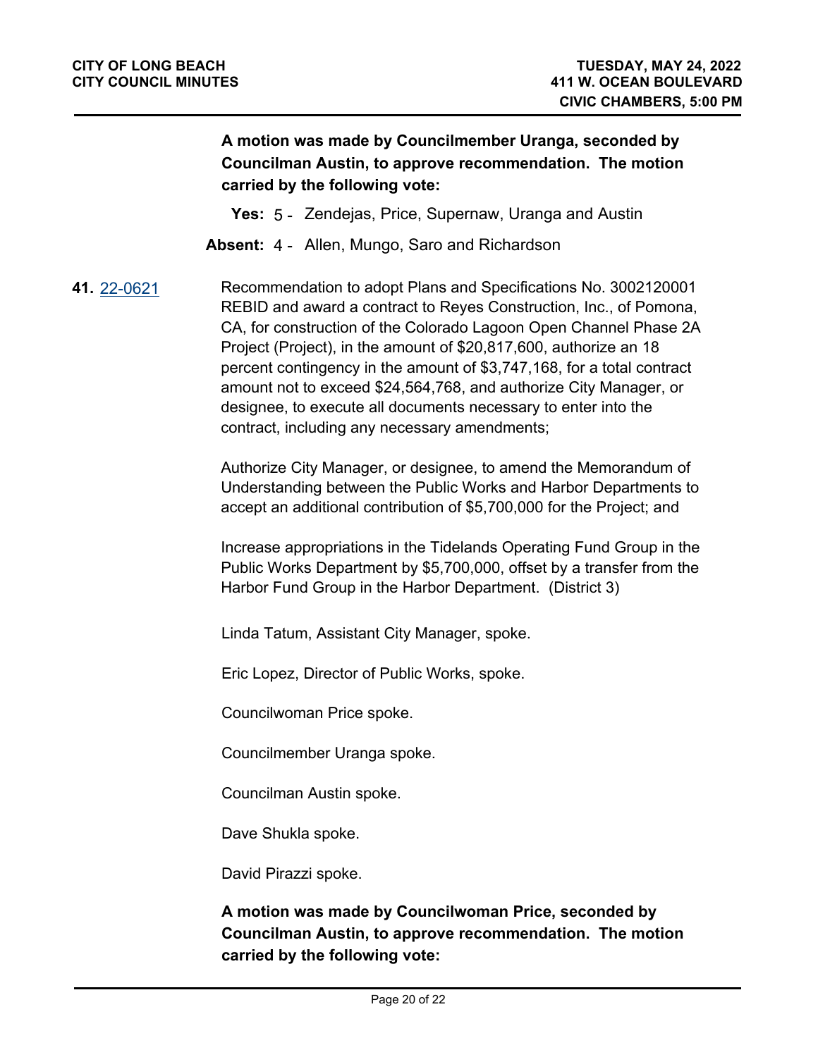**A motion was made by Councilmember Uranga, seconded by Councilman Austin, to approve recommendation. The motion carried by the following vote:**

**Yes:** 5 - Zendejas, Price, Supernaw, Uranga and Austin

**Absent:** 4 - Allen, Mungo, Saro and Richardson

**41.** [22-0621](22-0621) Recommendation to adopt Plans and Specifications No. 3002120001 REBID and award a contract to Reyes Construction, Inc., of Pomona, CA, for construction of the Colorado Lagoon Open Channel Phase 2A Project (Project), in the amount of $20,817,600, authorize an 18 percent contingency in the amount of $3,747,168, for a total contract amount not to exceed $24,564,768, and authorize City Manager, or designee, to execute all documents necessary to enter into the contract, including any necessary amendments;

Authorize City Manager, or designee, to amend the Memorandum of Understanding between the Public Works and Harbor Departments to accept an additional contribution of $5,700,000 for the Project; and

Increase appropriations in the Tidelands Operating Fund Group in the Public Works Department by $5,700,000, offset by a transfer from the Harbor Fund Group in the Harbor Department. (District 3)

Linda Tatum, Assistant City Manager, spoke.

Eric Lopez, Director of Public Works, spoke.

Councilwoman Price spoke.

Councilmember Uranga spoke.

Councilman Austin spoke.

Dave Shukla spoke.

David Pirazzi spoke.

**A motion was made by Councilwoman Price, seconded by Councilman Austin, to approve recommendation. The motion carried by the following vote:**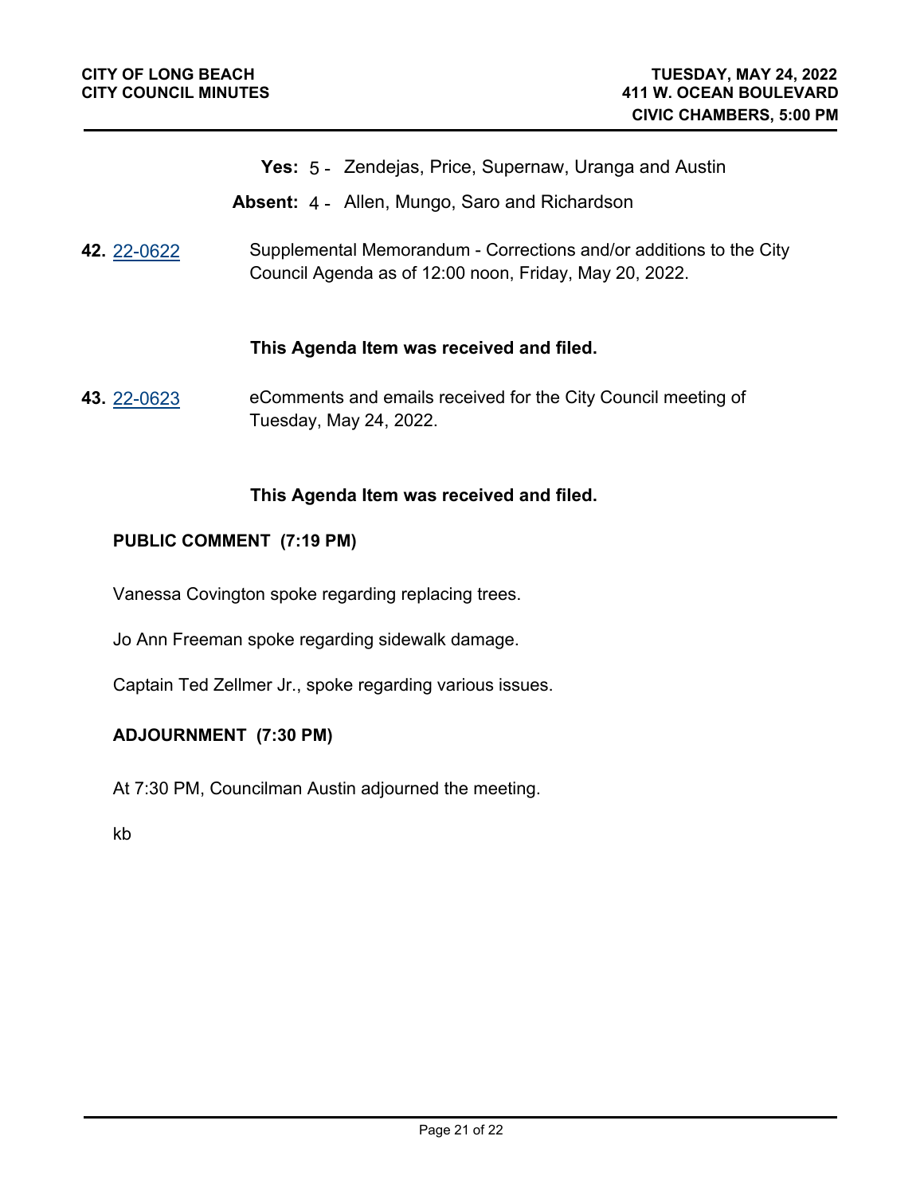**Yes:** 5 - Zendejas, Price, Supernaw, Uranga and Austin

**Absent:** 4 - Allen, Mungo, Saro and Richardson

**42.** [22-0622](22-0622) Supplemental Memorandum - Corrections and/or additions to the City Council Agenda as of 12:00 noon, Friday, May 20, 2022.

**This Agenda Item was received and filed.**

**43.** [22-0623](22-0623) eComments and emails received for the City Council meeting of Tuesday, May 24, 2022.

**This Agenda Item was received and filed.**

**PUBLIC COMMENT (7:19 PM)**

Vanessa Covington spoke regarding replacing trees.

Jo Ann Freeman spoke regarding sidewalk damage.

Captain Ted Zellmer Jr., spoke regarding various issues.

**ADJOURNMENT (7:30 PM)**

At 7:30 PM, Councilman Austin adjourned the meeting.

kb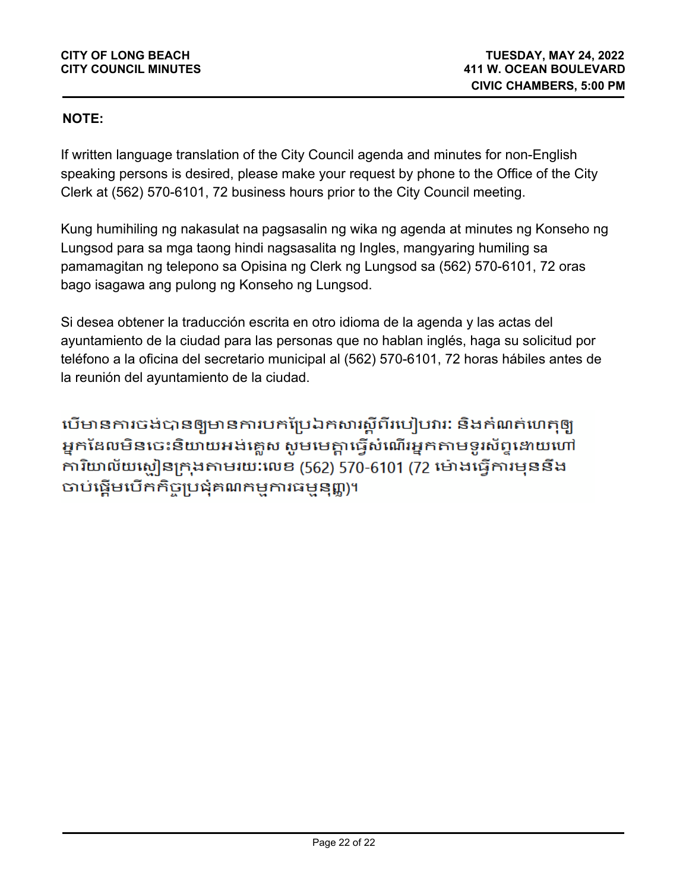**NOTE:**

If written language translation of the City Council agenda and minutes for non-English speaking persons is desired, please make your request by phone to the Office of the City Clerk at (562) 570-6101, 72 business hours prior to the City Council meeting.

Kung humihiling ng nakasulat na pagsasalin ng wika ng agenda at minutes ng Konseho ng Lungsod para sa mga taong hindi nagsasalita ng Ingles, mangyaring humiling sa pamamagitan ng telepono sa Opisina ng Clerk ng Lungsod sa (562) 570-6101, 72 oras bago isagawa ang pulong ng Konseho ng Lungsod.

Si desea obtener la traducción escrita en otro idioma de la agenda y las actas del ayuntamiento de la ciudad para las personas que no hablan inglés, haga su solicitud por teléfono a la oficina del secretario municipal al (562) 570-6101, 72 horas hábiles antes de la reunión del ayuntamiento de la ciudad.

បើមានការចង់បានឲ្យមានការបកប្រែឯកសារស្តីពីរបៀបវារៈ និងកំណត់ហេតុឲ្យអ្នកដែលមិនចេះនិយាយអង់គ្លេស សូមមេត្តាធ្វើសំណើរអ្នកតាមទូរស័ព្ទដោយហៅការិយាល័យស្មៀនក្រុងតាមរយៈលេខ (562) 570-6101 (72 ម៉ោងធ្វើការមុននឹងចាប់ផ្តើមបើកកិច្ចប្រជុំគណកម្មការជម្មនុញ្ញ)។